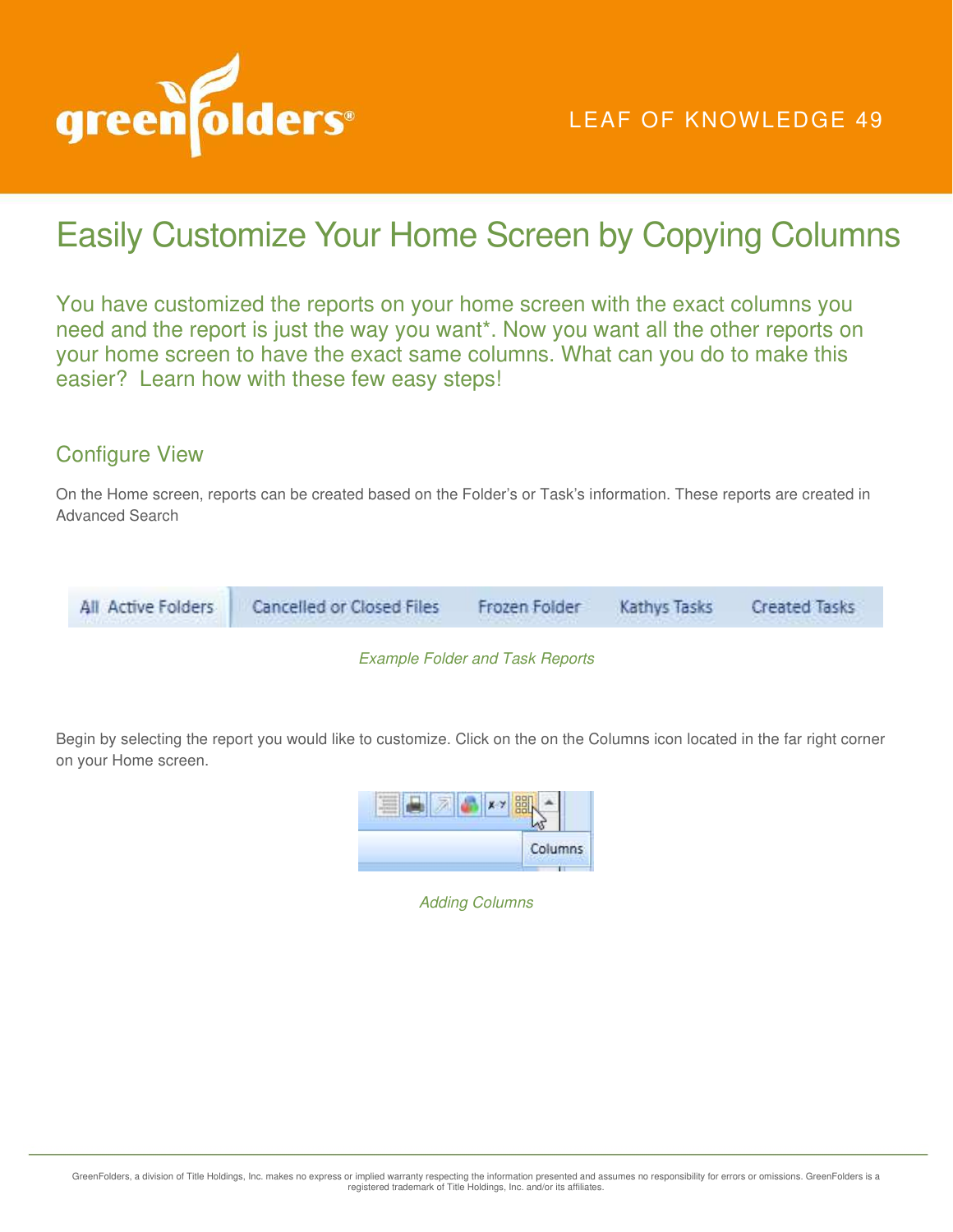LEAF OF KNOWLEDGE 49

# Easily Customize Your Home Screen by Copying Columns

You have customized the reports on your home screen with the exact columns you need and the report is just the way you want*. Now you want all the other reports on your home screen to have the exact same columns. What can you do to make this easier? Learn how with these few easy steps!

## Configure View

On the Home screen, reports can be created based on the Folder's or Task's information. These reports are created in Advanced Search

*Example Folder and Task Reports*

Begin by selecting the report you would like to customize. Click on the on the Columns icon located in the far right corner on your Home screen.

*Adding Columns*

GreenFolders, a division of Title Holdings, Inc. makes no express or implied warranty respecting the information presented and assumes no responsibility for errors or omissions. GreenFolders is a registered trademark of Title Holdings, Inc. and/or its affiliates.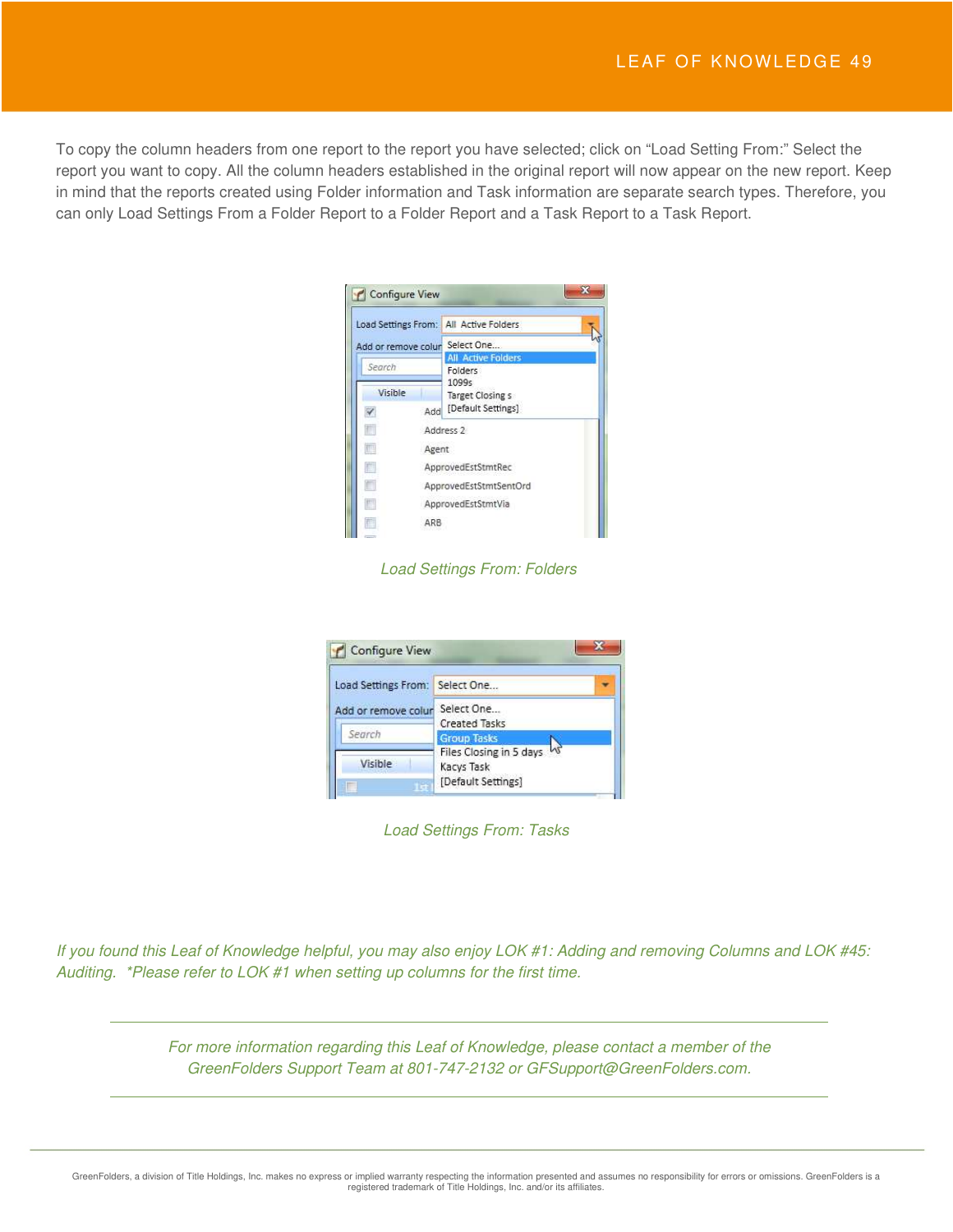To copy the column headers from one report to the report you have selected; click on “Load Setting From:” Select the report you want to copy. All the column headers established in the original report will now appear on the new report. Keep in mind that the reports created using Folder information and Task information are separate search types. Therefore, you can only Load Settings From a Folder Report to a Folder Report and a Task Report to a Task Report.

*Load Settings From: Folders*

*Load Settings From: Tasks*

*If you found this Leaf of Knowledge helpful, you may also enjoy LOK #1: Adding and removing Columns and LOK #45: Auditing. \*Please refer to LOK #1 when setting up columns for the first time.*

---

*For more information regarding this Leaf of Knowledge, please contact a member of the GreenFolders Support Team at 801-747-2132 or GFSupport@GreenFolders.com.*

---

GreenFolders, a division of Title Holdings, Inc. makes no express or implied warranty respecting the information presented and assumes no responsibility for errors or omissions. GreenFolders is a registered trademark of Title Holdings, Inc. and/or its affiliates.